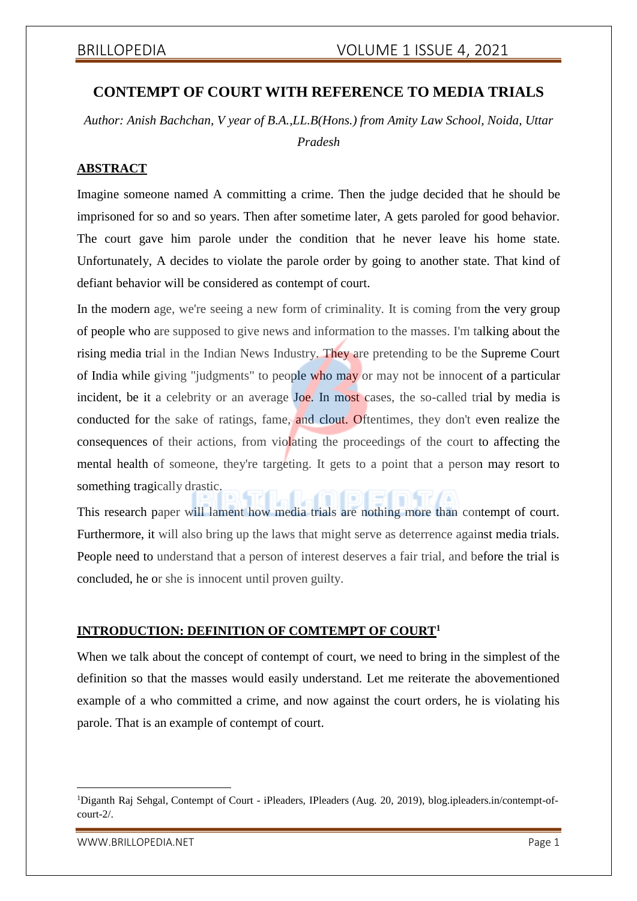# CONTEMPT OF COURT WITH REFERENCE TO MEDIA TRIALS

*Author: Anish Bachchan, V year of B.A.,LL.B(Hons.) from Amity Law School, Noida, Uttar Pradesh*

## ABSTRACT

Imagine someone named A committing a crime. Then the judge decided that he should be imprisoned for so and so years. Then after sometime later, A gets paroled for good behavior. The court gave him parole under the condition that he never leave his home state. Unfortunately, A decides to violate the parole order by going to another state. That kind of defiant behavior will be considered as contempt of court.

In the modern age, we're seeing a new form of criminality. It is coming from the very group of people who are supposed to give news and information to the masses. I'm talking about the rising media trial in the Indian News Industry. They are pretending to be the Supreme Court of India while giving "judgments" to people who may or may not be innocent of a particular incident, be it a celebrity or an average Joe. In most cases, the so-called trial by media is conducted for the sake of ratings, fame, and clout. Oftentimes, they don't even realize the consequences of their actions, from violating the proceedings of the court to affecting the mental health of someone, they're targeting. It gets to a point that a person may resort to something tragically drastic.

This research paper will lament how media trials are nothing more than contempt of court. Furthermore, it will also bring up the laws that might serve as deterrence against media trials. People need to understand that a person of interest deserves a fair trial, and before the trial is concluded, he or she is innocent until proven guilty.

## INTRODUCTION: DEFINITION OF COMTEMPT OF COURT[1]

When we talk about the concept of contempt of court, we need to bring in the simplest of the definition so that the masses would easily understand. Let me reiterate the abovementioned example of a who committed a crime, and now against the court orders, he is violating his parole. That is an example of contempt of court.

---

[1]Diganth Raj Sehgal, Contempt of Court - iPleaders, IPleaders (Aug. 20, 2019), blog.ipleaders.in/contempt-of-court-2/.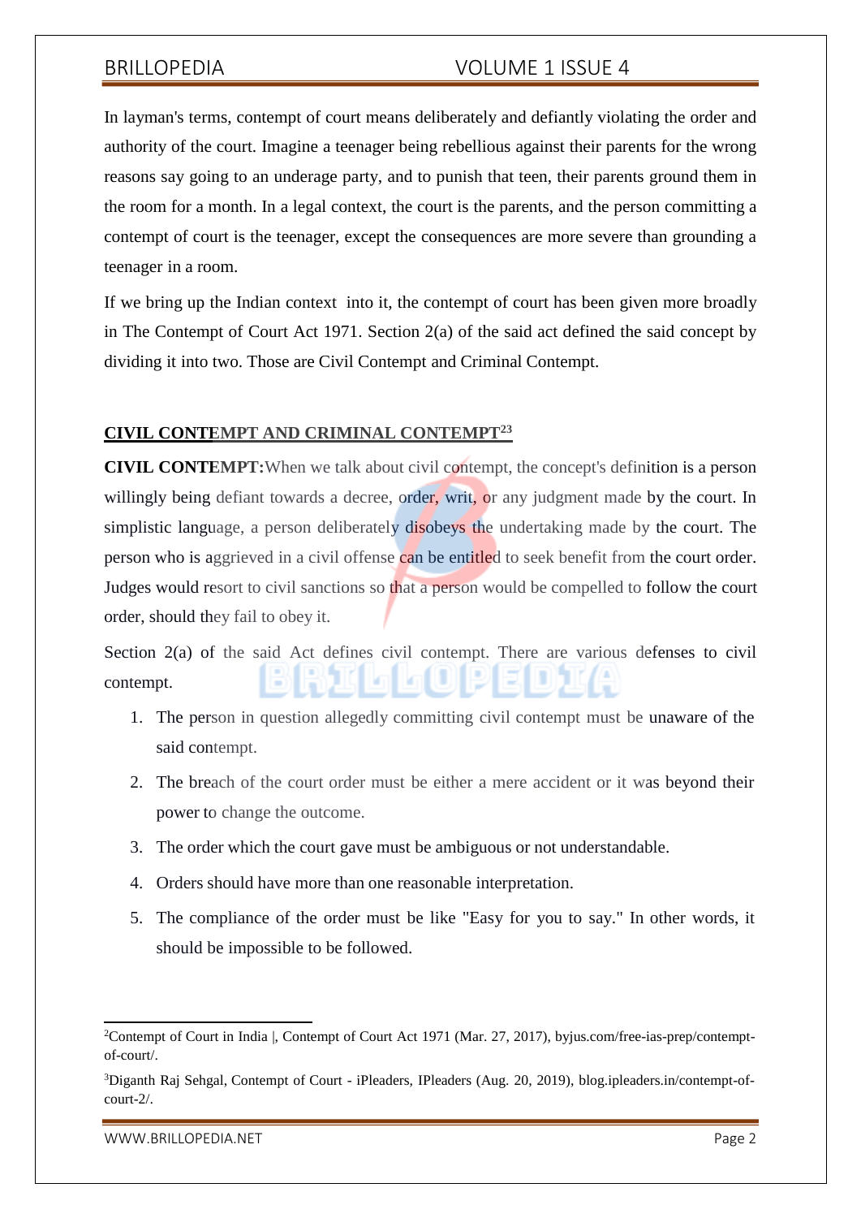In layman's terms, contempt of court means deliberately and defiantly violating the order and authority of the court. Imagine a teenager being rebellious against their parents for the wrong reasons say going to an underage party, and to punish that teen, their parents ground them in the room for a month. In a legal context, the court is the parents, and the person committing a contempt of court is the teenager, except the consequences are more severe than grounding a teenager in a room.

If we bring up the Indian context into it, the contempt of court has been given more broadly in The Contempt of Court Act 1971. Section 2(a) of the said act defined the said concept by dividing it into two. Those are Civil Contempt and Criminal Contempt.

## CIVIL CONTEMPT AND CRIMINAL CONTEMPT[2,3]

**CIVIL CONTEMPT:** When we talk about civil contempt, the concept's definition is a person willingly being defiant towards a decree, order, writ, or any judgment made by the court. In simplistic language, a person deliberately disobeys the undertaking made by the court. The person who is aggrieved in a civil offense can be entitled to seek benefit from the court order. Judges would resort to civil sanctions so that a person would be compelled to follow the court order, should they fail to obey it.

Section 2(a) of the said Act defines civil contempt. There are various defenses to civil contempt.

1. The person in question allegedly committing civil contempt must be unaware of the said contempt.
2. The breach of the court order must be either a mere accident or it was beyond their power to change the outcome.
3. The order which the court gave must be ambiguous or not understandable.
4. Orders should have more than one reasonable interpretation.
5. The compliance of the order must be like "Easy for you to say." In other words, it should be impossible to be followed.

---

[2] Contempt of Court in India |, Contempt of Court Act 1971 (Mar. 27, 2017), byjus.com/free-ias-prep/contempt-of-court/.

[3] Diganth Raj Sehgal, Contempt of Court - iPleaders, IPleaders (Aug. 20, 2019), blog.ipleaders.in/contempt-of-court-2/.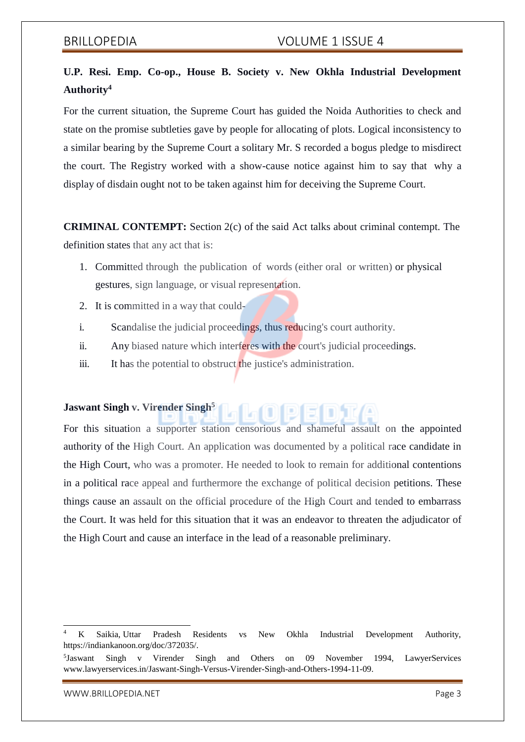**U.P. Resi. Emp. Co-op., House B. Society v. New Okhla Industrial Development Authority**[4]

For the current situation, the Supreme Court has guided the Noida Authorities to check and state on the promise subtleties gave by people for allocating of plots. Logical inconsistency to a similar bearing by the Supreme Court a solitary Mr. S recorded a bogus pledge to misdirect the court. The Registry worked with a show-cause notice against him to say that why a display of disdain ought not to be taken against him for deceiving the Supreme Court.

**CRIMINAL CONTEMPT:** Section 2(c) of the said Act talks about criminal contempt. The definition states that any act that is:

1. Committed through the publication of words (either oral or written) or physical gestures, sign language, or visual representation.
2. It is committed in a way that could-

i. Scandalise the judicial proceedings, thus reducing's court authority.

ii. Any biased nature which interferes with the court's judicial proceedings.

iii. It has the potential to obstruct the justice's administration.

**Jaswant Singh v. Virender Singh**[5]

For this situation a supporter station censorious and shameful assault on the appointed authority of the High Court. An application was documented by a political race candidate in the High Court, who was a promoter. He needed to look to remain for additional contentions in a political race appeal and furthermore the exchange of political decision petitions. These things cause an assault on the official procedure of the High Court and tended to embarrass the Court. It was held for this situation that it was an endeavor to threaten the adjudicator of the High Court and cause an interface in the lead of a reasonable preliminary.

---

[4] K Saikia, Uttar Pradesh Residents vs New Okhla Industrial Development Authority, https://indiankanoon.org/doc/372035/.

[5] Jaswant Singh v Virender Singh and Others on 09 November 1994, LawyerServices www.lawyerservices.in/Jaswant-Singh-Versus-Virender-Singh-and-Others-1994-11-09.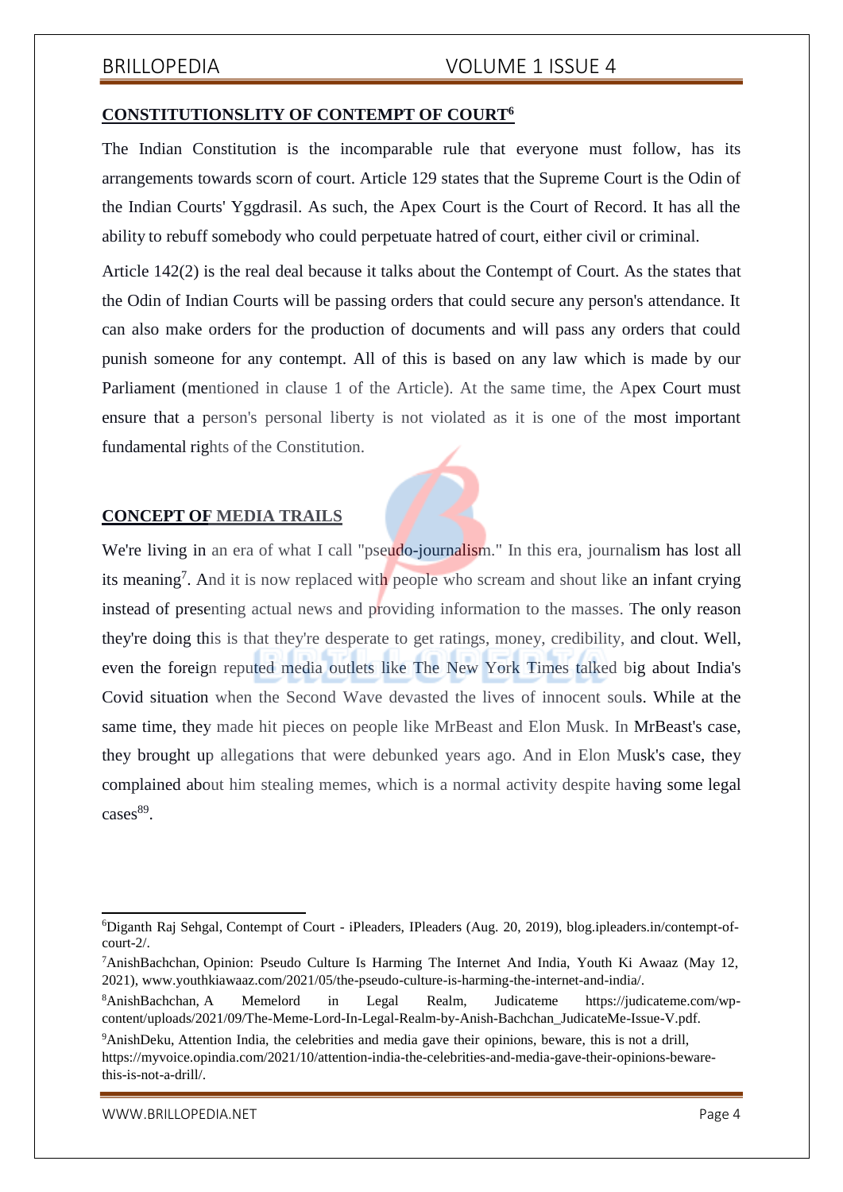## CONSTITUTIONSLITY OF CONTEMPT OF COURT[6]

The Indian Constitution is the incomparable rule that everyone must follow, has its arrangements towards scorn of court. Article 129 states that the Supreme Court is the Odin of the Indian Courts' Yggdrasil. As such, the Apex Court is the Court of Record. It has all the ability to rebuff somebody who could perpetuate hatred of court, either civil or criminal.

Article 142(2) is the real deal because it talks about the Contempt of Court. As the states that the Odin of Indian Courts will be passing orders that could secure any person's attendance. It can also make orders for the production of documents and will pass any orders that could punish someone for any contempt. All of this is based on any law which is made by our Parliament (mentioned in clause 1 of the Article). At the same time, the Apex Court must ensure that a person's personal liberty is not violated as it is one of the most important fundamental rights of the Constitution.

## CONCEPT OF MEDIA TRAILS

We're living in an era of what I call "pseudo-journalism." In this era, journalism has lost all its meaning[7]. And it is now replaced with people who scream and shout like an infant crying instead of presenting actual news and providing information to the masses. The only reason they're doing this is that they're desperate to get ratings, money, credibility, and clout. Well, even the foreign reputed media outlets like The New York Times talked big about India's Covid situation when the Second Wave devastated the lives of innocent souls. While at the same time, they made hit pieces on people like MrBeast and Elon Musk. In MrBeast's case, they brought up allegations that were debunked years ago. And in Elon Musk's case, they complained about him stealing memes, which is a normal activity despite having some legal cases[8][9].

---

[6] Diganth Raj Sehgal, Contempt of Court - iPleaders, IPleaders (Aug. 20, 2019), blog.ipleaders.in/contempt-of-court-2/.

[7] AnishBachchan, Opinion: Pseudo Culture Is Harming The Internet And India, Youth Ki Awaaz (May 12, 2021), www.youthkiawaaz.com/2021/05/the-pseudo-culture-is-harming-the-internet-and-india/.

[8] AnishBachchan, A Memelord in Legal Realm, Judicateme https://judicateme.com/wp-content/uploads/2021/09/The-Meme-Lord-In-Legal-Realm-by-Anish-Bachchan_JudicateMe-Issue-V.pdf.

[9] AnishDeku, Attention India, the celebrities and media gave their opinions, beware, this is not a drill, https://myvoice.opindia.com/2021/10/attention-india-the-celebrities-and-media-gave-their-opinions-beware-this-is-not-a-drill/.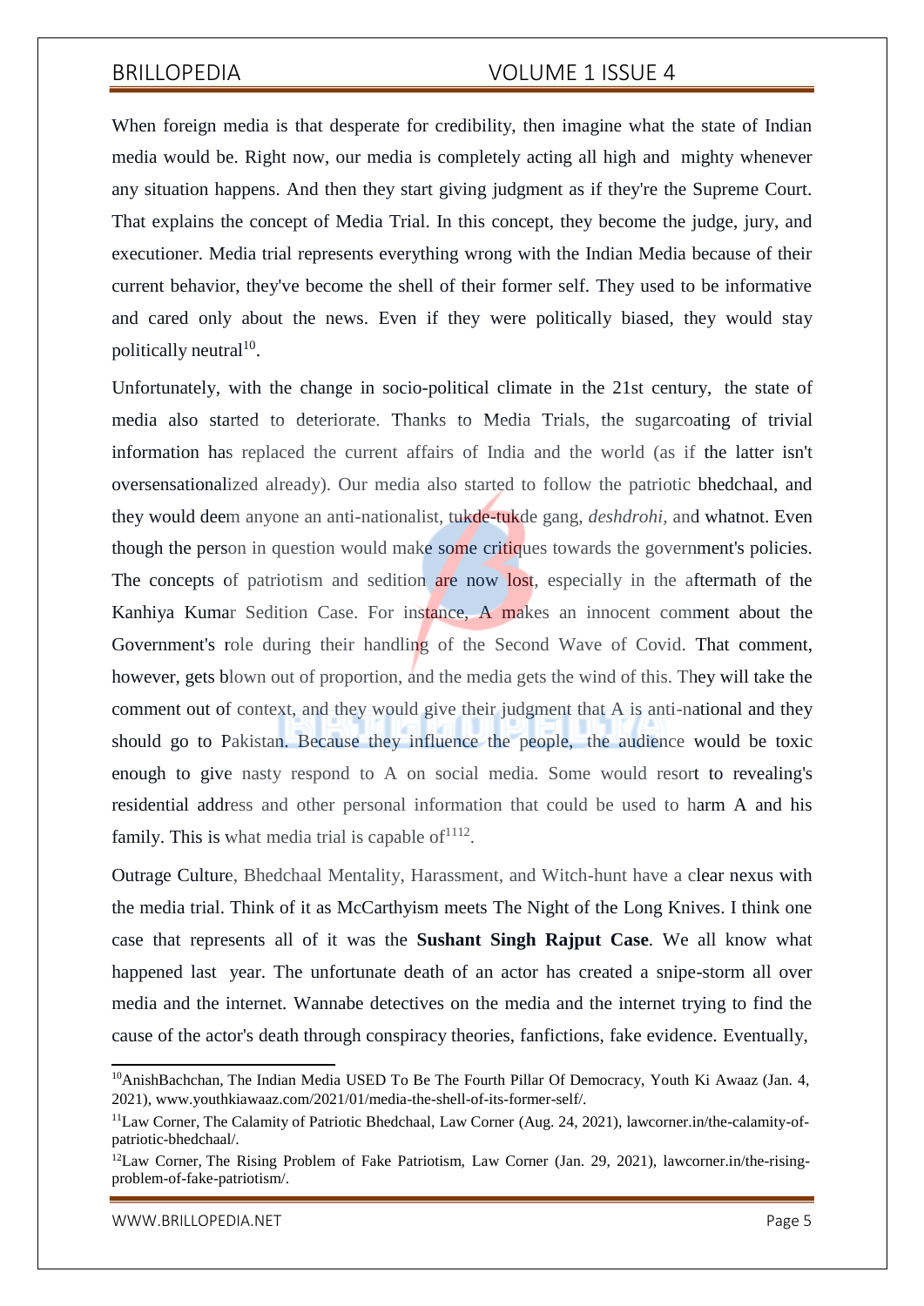When foreign media is that desperate for credibility, then imagine what the state of Indian media would be. Right now, our media is completely acting all high and mighty whenever any situation happens. And then they start giving judgment as if they're the Supreme Court. That explains the concept of Media Trial. In this concept, they become the judge, jury, and executioner. Media trial represents everything wrong with the Indian Media because of their current behavior, they've become the shell of their former self. They used to be informative and cared only about the news. Even if they were politically biased, they would stay politically neutral[10].

Unfortunately, with the change in socio-political climate in the 21st century, the state of media also started to deteriorate. Thanks to Media Trials, the sugarcoating of trivial information has replaced the current affairs of India and the world (as if the latter isn't oversensationalized already). Our media also started to follow the patriotic bhedchaal, and they would deem anyone an anti-nationalist, tukde-tukde gang, *deshdrohi*, and whatnot. Even though the person in question would make some critiques towards the government's policies. The concepts of patriotism and sedition are now lost, especially in the aftermath of the Kanhiya Kumar Sedition Case. For instance, A makes an innocent comment about the Government's role during their handling of the Second Wave of Covid. That comment, however, gets blown out of proportion, and the media gets the wind of this. They will take the comment out of context, and they would give their judgment that A is anti-national and they should go to Pakistan. Because they influence the people, the audience would be toxic enough to give nasty respond to A on social media. Some would resort to revealing's residential address and other personal information that could be used to harm A and his family. This is what media trial is capable of[11][12].

Outrage Culture, Bhedchaal Mentality, Harassment, and Witch-hunt have a clear nexus with the media trial. Think of it as McCarthyism meets The Night of the Long Knives. I think one case that represents all of it was the **Sushant Singh Rajput Case**. We all know what happened last year. The unfortunate death of an actor has created a snipe-storm all over media and the internet. Wannabe detectives on the media and the internet trying to find the cause of the actor's death through conspiracy theories, fanfictions, fake evidence. Eventually,

---

[10] AnishBachchan, The Indian Media USED To Be The Fourth Pillar Of Democracy, Youth Ki Awaaz (Jan. 4, 2021), www.youthkiawaaz.com/2021/01/media-the-shell-of-its-former-self/.

[11] Law Corner, The Calamity of Patriotic Bhedchaal, Law Corner (Aug. 24, 2021), lawcorner.in/the-calamity-of-patriotic-bhedchaal/.

[12] Law Corner, The Rising Problem of Fake Patriotism, Law Corner (Jan. 29, 2021), lawcorner.in/the-rising-problem-of-fake-patriotism/.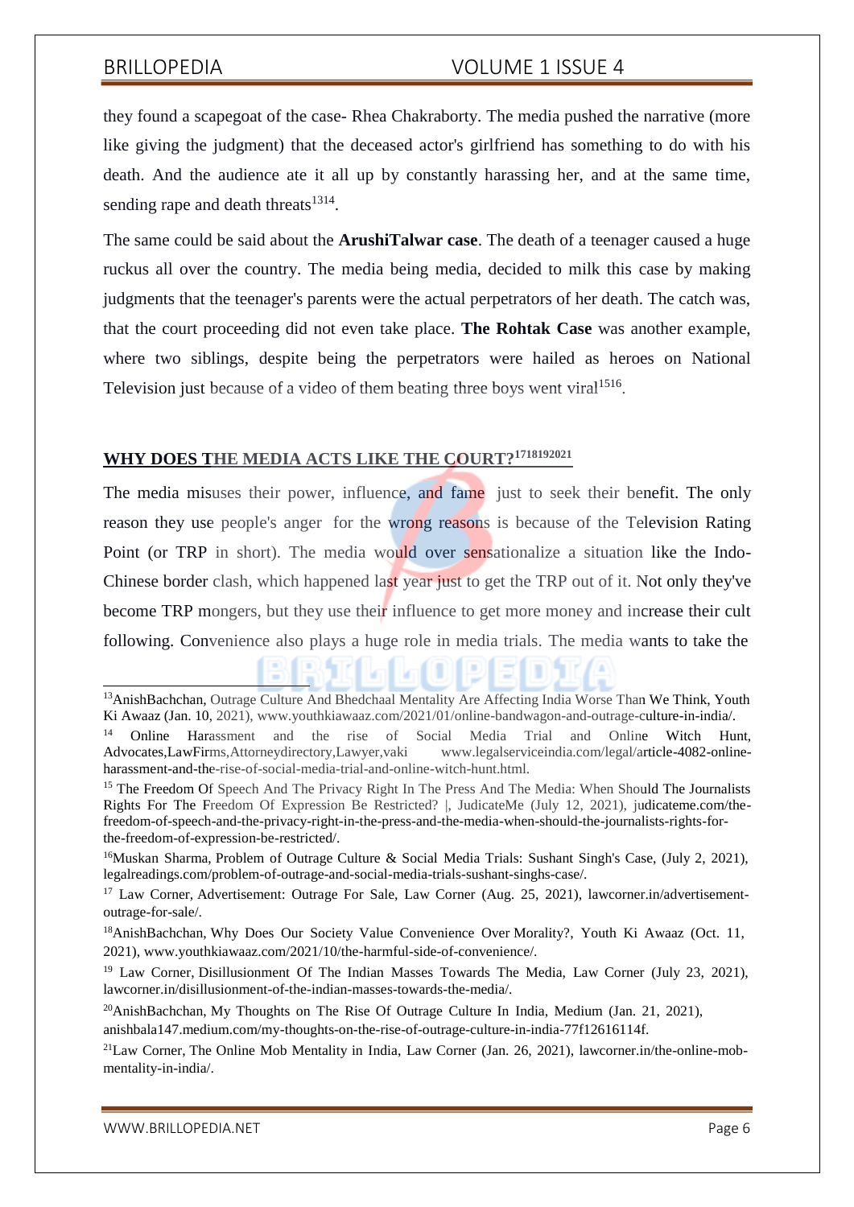they found a scapegoat of the case- Rhea Chakraborty. The media pushed the narrative (more like giving the judgment) that the deceased actor's girlfriend has something to do with his death. And the audience ate it all up by constantly harassing her, and at the same time, sending rape and death threats[13][14].

The same could be said about the **ArushiTalwar case**. The death of a teenager caused a huge ruckus all over the country. The media being media, decided to milk this case by making judgments that the teenager's parents were the actual perpetrators of her death. The catch was, that the court proceeding did not even take place. **The Rohtak Case** was another example, where two siblings, despite being the perpetrators were hailed as heroes on National Television just because of a video of them beating three boys went viral[15][16].

## WHY DOES THE MEDIA ACTS LIKE THE COURT?[17][18][19][20][21]

The media misuses their power, influence, and fame just to seek their benefit. The only reason they use people's anger for the wrong reasons is because of the Television Rating Point (or TRP in short). The media would over sensationalize a situation like the Indo-Chinese border clash, which happened last year just to get the TRP out of it. Not only they've become TRP mongers, but they use their influence to get more money and increase their cult following. Convenience also plays a huge role in media trials. The media wants to take the

---

[13] AnishBachchan, Outrage Culture And Bhedchaal Mentality Are Affecting India Worse Than We Think, Youth Ki Awaaz (Jan. 10, 2021), www.youthkiawaaz.com/2021/01/online-bandwagon-and-outrage-culture-in-india/.

[14] Online Harassment and the rise of Social Media Trial and Online Witch Hunt, Advocates,LawFirms,Attorneydirectory,Lawyer,vaki www.legalserviceindia.com/legal/article-4082-online-harassment-and-the-rise-of-social-media-trial-and-online-witch-hunt.html.

[15] The Freedom Of Speech And The Privacy Right In The Press And The Media: When Should The Journalists Rights For The Freedom Of Expression Be Restricted? |, JudicateMe (July 12, 2021), judicateme.com/the-freedom-of-speech-and-the-privacy-right-in-the-press-and-the-media-when-should-the-journalists-rights-for-the-freedom-of-expression-be-restricted/.

[16] Muskan Sharma, Problem of Outrage Culture & Social Media Trials: Sushant Singh's Case, (July 2, 2021), legalreadings.com/problem-of-outrage-and-social-media-trials-sushant-singhs-case/.

[17] Law Corner, Advertisement: Outrage For Sale, Law Corner (Aug. 25, 2021), lawcorner.in/advertisement-outrage-for-sale/.

[18] AnishBachchan, Why Does Our Society Value Convenience Over Morality?, Youth Ki Awaaz (Oct. 11, 2021), www.youthkiawaaz.com/2021/10/the-harmful-side-of-convenience/.

[19] Law Corner, Disillusionment Of The Indian Masses Towards The Media, Law Corner (July 23, 2021), lawcorner.in/disillusionment-of-the-indian-masses-towards-the-media/.

[20] AnishBachchan, My Thoughts on The Rise Of Outrage Culture In India, Medium (Jan. 21, 2021), anishbala147.medium.com/my-thoughts-on-the-rise-of-outrage-culture-in-india-77f12616114f.

[21] Law Corner, The Online Mob Mentality in India, Law Corner (Jan. 26, 2021), lawcorner.in/the-online-mob-mentality-in-india/.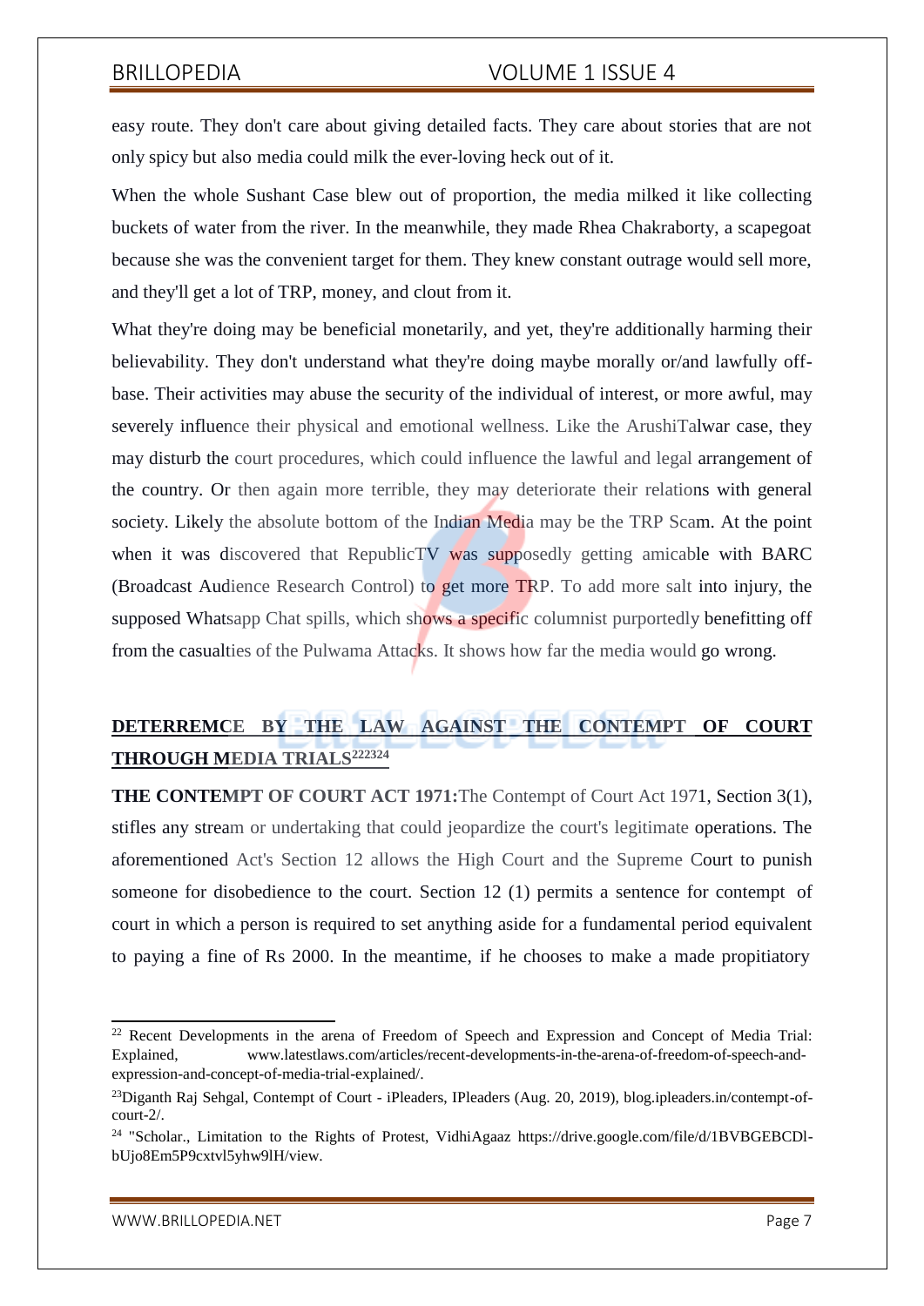easy route. They don't care about giving detailed facts. They care about stories that are not only spicy but also media could milk the ever-loving heck out of it.

When the whole Sushant Case blew out of proportion, the media milked it like collecting buckets of water from the river. In the meanwhile, they made Rhea Chakraborty, a scapegoat because she was the convenient target for them. They knew constant outrage would sell more, and they'll get a lot of TRP, money, and clout from it.

What they're doing may be beneficial monetarily, and yet, they're additionally harming their believability. They don't understand what they're doing maybe morally or/and lawfully off-base. Their activities may abuse the security of the individual of interest, or more awful, may severely influence their physical and emotional wellness. Like the ArushiTalwar case, they may disturb the court procedures, which could influence the lawful and legal arrangement of the country. Or then again more terrible, they may deteriorate their relations with general society. Likely the absolute bottom of the Indian Media may be the TRP Scam. At the point when it was discovered that RepublicTV was supposedly getting amicable with BARC (Broadcast Audience Research Control) to get more TRP. To add more salt into injury, the supposed Whatsapp Chat spills, which shows a specific columnist purportedly benefitting off from the casualties of the Pulwama Attacks. It shows how far the media would go wrong.

## DETERREMCE BY THE LAW AGAINST THE CONTEMPT OF COURT THROUGH MEDIA TRIALS[22][23][24]

**THE CONTEMPT OF COURT ACT 1971:** The Contempt of Court Act 1971, Section 3(1), stifles any stream or undertaking that could jeopardize the court's legitimate operations. The aforementioned Act's Section 12 allows the High Court and the Supreme Court to punish someone for disobedience to the court. Section 12 (1) permits a sentence for contempt of court in which a person is required to set anything aside for a fundamental period equivalent to paying a fine of Rs 2000. In the meantime, if he chooses to make a made propitiatory

---

[22] Recent Developments in the arena of Freedom of Speech and Expression and Concept of Media Trial: Explained, www.latestlaws.com/articles/recent-developments-in-the-arena-of-freedom-of-speech-and-expression-and-concept-of-media-trial-explained/.

[23] Diganth Raj Sehgal, Contempt of Court - iPleaders, IPleaders (Aug. 20, 2019), blog.ipleaders.in/contempt-of-court-2/.

[24] "Scholar., Limitation to the Rights of Protest, VidhiAgaaz https://drive.google.com/file/d/1BVBGEBCDl-bUjo8Em5P9cxtvl5yhw9lH/view.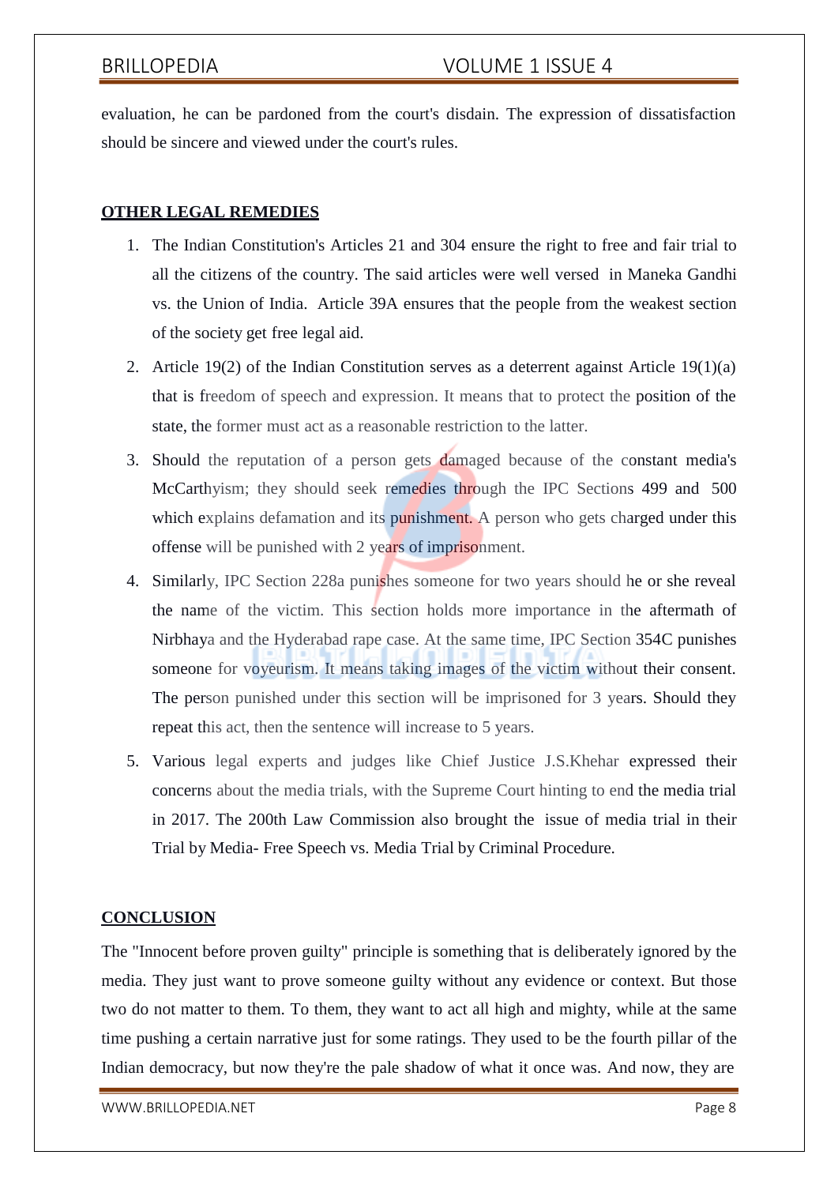evaluation, he can be pardoned from the court's disdain. The expression of dissatisfaction should be sincere and viewed under the court's rules.

## OTHER LEGAL REMEDIES

1. The Indian Constitution's Articles 21 and 304 ensure the right to free and fair trial to all the citizens of the country. The said articles were well versed in Maneka Gandhi vs. the Union of India. Article 39A ensures that the people from the weakest section of the society get free legal aid.
2. Article 19(2) of the Indian Constitution serves as a deterrent against Article 19(1)(a) that is freedom of speech and expression. It means that to protect the position of the state, the former must act as a reasonable restriction to the latter.
3. Should the reputation of a person gets damaged because of the constant media's McCarthyism; they should seek remedies through the IPC Sections 499 and 500 which explains defamation and its punishment. A person who gets charged under this offense will be punished with 2 years of imprisonment.
4. Similarly, IPC Section 228a punishes someone for two years should he or she reveal the name of the victim. This section holds more importance in the aftermath of Nirbhaya and the Hyderabad rape case. At the same time, IPC Section 354C punishes someone for voyeurism. It means taking images of the victim without their consent. The person punished under this section will be imprisoned for 3 years. Should they repeat this act, then the sentence will increase to 5 years.
5. Various legal experts and judges like Chief Justice J.S.Khehar expressed their concerns about the media trials, with the Supreme Court hinting to end the media trial in 2017. The 200th Law Commission also brought the issue of media trial in their Trial by Media- Free Speech vs. Media Trial by Criminal Procedure.

## CONCLUSION

The "Innocent before proven guilty" principle is something that is deliberately ignored by the media. They just want to prove someone guilty without any evidence or context. But those two do not matter to them. To them, they want to act all high and mighty, while at the same time pushing a certain narrative just for some ratings. They used to be the fourth pillar of the Indian democracy, but now they're the pale shadow of what it once was. And now, they are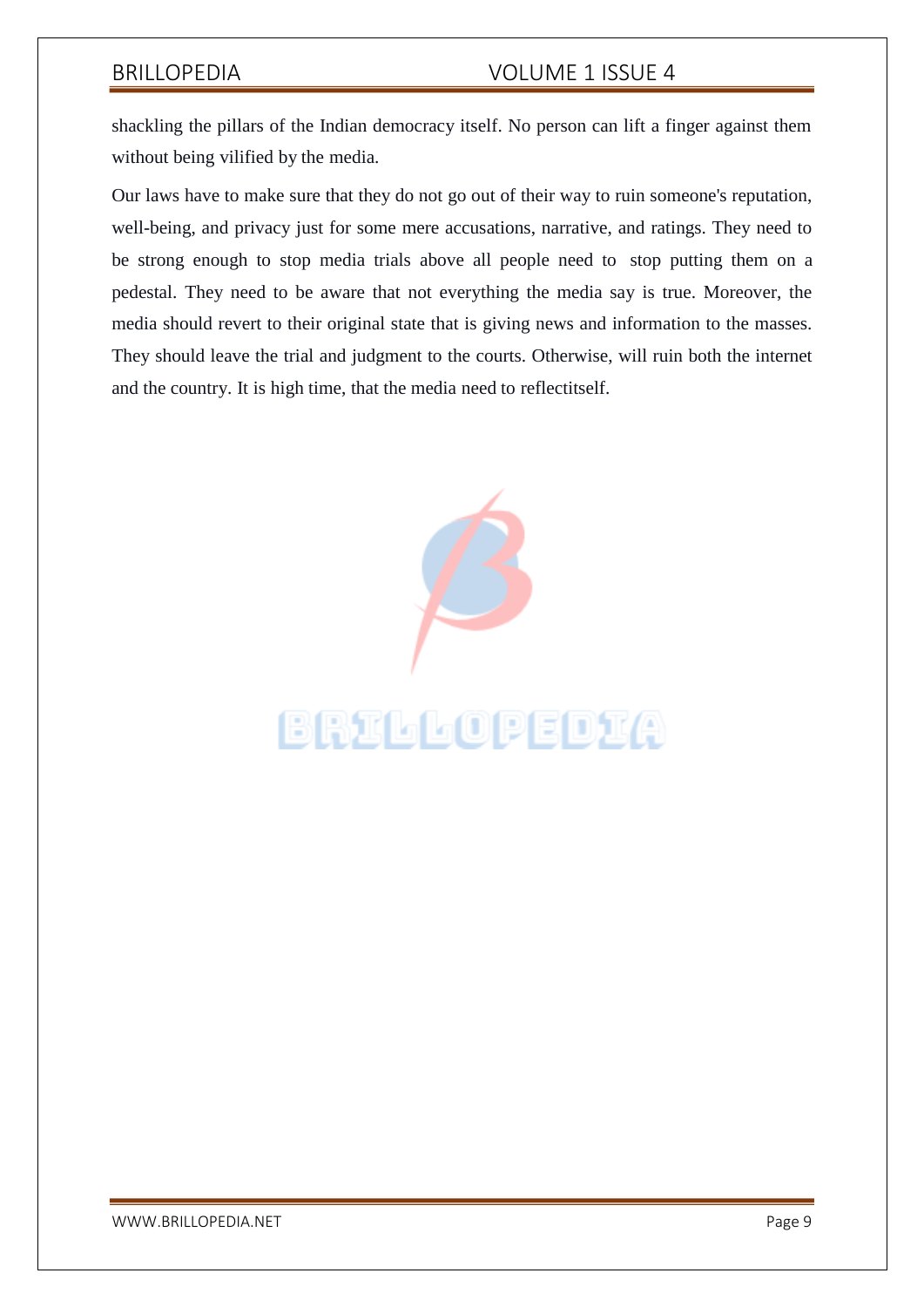shackling the pillars of the Indian democracy itself. No person can lift a finger against them without being vilified by the media.

Our laws have to make sure that they do not go out of their way to ruin someone's reputation, well-being, and privacy just for some mere accusations, narrative, and ratings. They need to be strong enough to stop media trials above all people need to stop putting them on a pedestal. They need to be aware that not everything the media say is true. Moreover, the media should revert to their original state that is giving news and information to the masses. They should leave the trial and judgment to the courts. Otherwise, will ruin both the internet and the country. It is high time, that the media need to reflectitself.